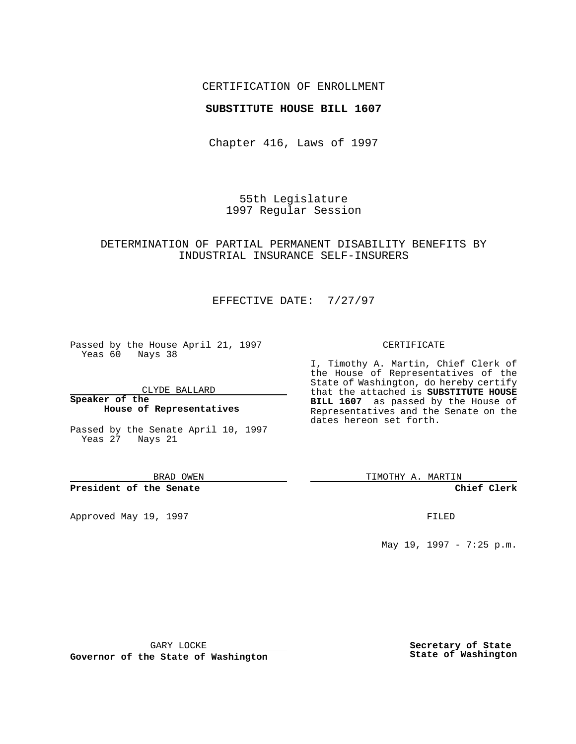CERTIFICATION OF ENROLLMENT

**SUBSTITUTE HOUSE BILL 1607**

Chapter 416, Laws of 1997

55th Legislature
1997 Regular Session

DETERMINATION OF PARTIAL PERMANENT DISABILITY BENEFITS BY INDUSTRIAL INSURANCE SELF-INSURERS

EFFECTIVE DATE: 7/27/97

Passed by the House April 21, 1997
Yeas 60 Nays 38

CLYDE BALLARD

**Speaker of the House of Representatives**

Passed by the Senate April 10, 1997
Yeas 27 Nays 21

BRAD OWEN

**President of the Senate**

Approved May 19, 1997

GARY LOCKE

**Governor of the State of Washington**

CERTIFICATE

I, Timothy A. Martin, Chief Clerk of the House of Representatives of the State of Washington, do hereby certify that the attached is **SUBSTITUTE HOUSE BILL 1607** as passed by the House of Representatives and the Senate on the dates hereon set forth.

TIMOTHY A. MARTIN

**Chief Clerk**

FILED

May 19, 1997 - 7:25 p.m.

**Secretary of State**
**State of Washington**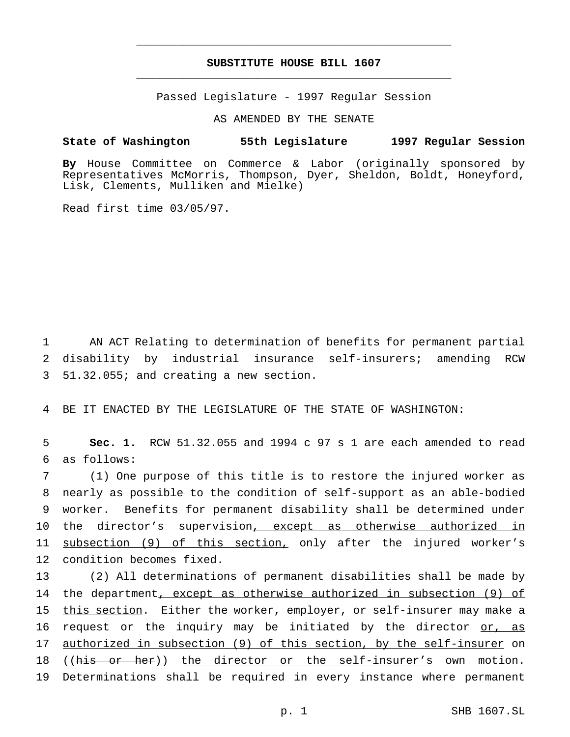# SUBSTITUTE HOUSE BILL 1607

Passed Legislature - 1997 Regular Session

AS AMENDED BY THE SENATE

**State of Washington 55th Legislature 1997 Regular Session**

**By** House Committee on Commerce & Labor (originally sponsored by Representatives McMorris, Thompson, Dyer, Sheldon, Boldt, Honeyford, Lisk, Clements, Mulliken and Mielke)

Read first time 03/05/97.

1 AN ACT Relating to determination of benefits for permanent partial
2 disability by industrial insurance self-insurers; amending RCW
3 51.32.055; and creating a new section.

4 BE IT ENACTED BY THE LEGISLATURE OF THE STATE OF WASHINGTON:

5 **Sec. 1.** RCW 51.32.055 and 1994 c 97 s 1 are each amended to read
6 as follows:

7 (1) One purpose of this title is to restore the injured worker as
8 nearly as possible to the condition of self-support as an able-bodied
9 worker. Benefits for permanent disability shall be determined under
10 the director's supervision<u>, except as otherwise authorized in</u>
11 <u>subsection (9) of this section,</u> only after the injured worker's
12 condition becomes fixed.

13 (2) All determinations of permanent disabilities shall be made by
14 the department<u>, except as otherwise authorized in subsection (9) of</u>
15 <u>this section</u>. Either the worker, employer, or self-insurer may make a
16 request or the inquiry may be initiated by the director <u>or, as</u>
17 <u>authorized in subsection (9) of this section, by the self-insurer</u> on
18 ((~~his or her~~)) <u>the director or the self-insurer's</u> own motion.
19 Determinations shall be required in every instance where permanent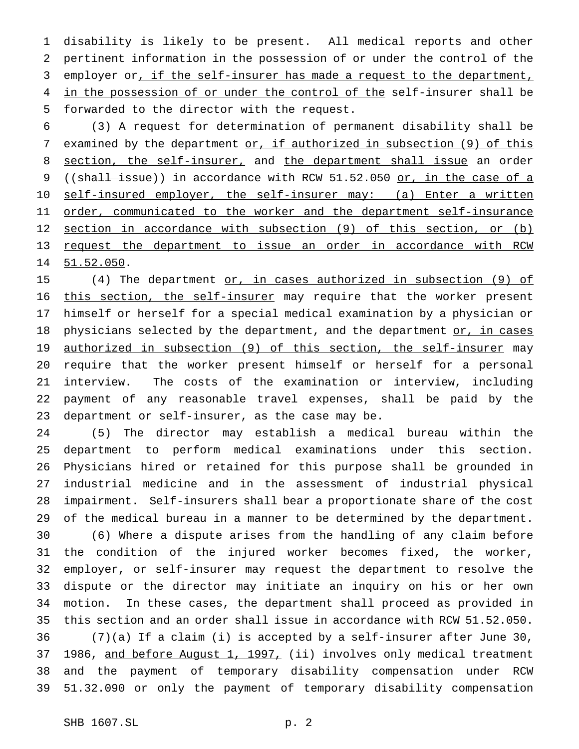disability is likely to be present. All medical reports and other pertinent information in the possession of or under the control of the employer or, if the self-insurer has made a request to the department, in the possession of or under the control of the self-insurer shall be forwarded to the director with the request.

(3) A request for determination of permanent disability shall be examined by the department or, if authorized in subsection (9) of this section, the self-insurer, and the department shall issue an order ((~~shall issue~~)) in accordance with RCW 51.52.050 or, in the case of a self-insured employer, the self-insurer may: (a) Enter a written order, communicated to the worker and the department self-insurance section in accordance with subsection (9) of this section, or (b) request the department to issue an order in accordance with RCW 51.52.050.

(4) The department or, in cases authorized in subsection (9) of this section, the self-insurer may require that the worker present himself or herself for a special medical examination by a physician or physicians selected by the department, and the department or, in cases authorized in subsection (9) of this section, the self-insurer may require that the worker present himself or herself for a personal interview. The costs of the examination or interview, including payment of any reasonable travel expenses, shall be paid by the department or self-insurer, as the case may be.

(5) The director may establish a medical bureau within the department to perform medical examinations under this section. Physicians hired or retained for this purpose shall be grounded in industrial medicine and in the assessment of industrial physical impairment. Self-insurers shall bear a proportionate share of the cost of the medical bureau in a manner to be determined by the department.

(6) Where a dispute arises from the handling of any claim before the condition of the injured worker becomes fixed, the worker, employer, or self-insurer may request the department to resolve the dispute or the director may initiate an inquiry on his or her own motion. In these cases, the department shall proceed as provided in this section and an order shall issue in accordance with RCW 51.52.050.

(7)(a) If a claim (i) is accepted by a self-insurer after June 30, 1986, and before August 1, 1997, (ii) involves only medical treatment and the payment of temporary disability compensation under RCW 51.32.090 or only the payment of temporary disability compensation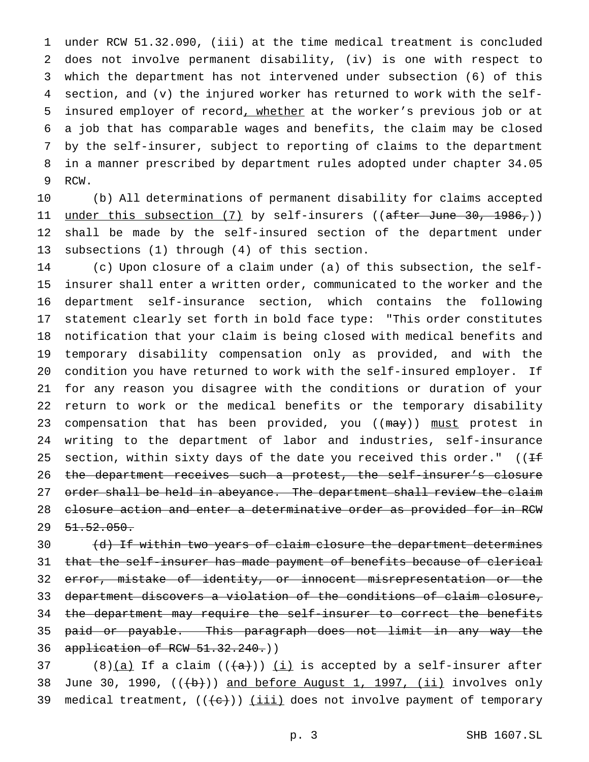under RCW 51.32.090, (iii) at the time medical treatment is concluded does not involve permanent disability, (iv) is one with respect to which the department has not intervened under subsection (6) of this section, and (v) the injured worker has returned to work with the self-insured employer of record<u>, whether</u> at the worker's previous job or at a job that has comparable wages and benefits, the claim may be closed by the self-insurer, subject to reporting of claims to the department in a manner prescribed by department rules adopted under chapter 34.05 RCW.

(b) All determinations of permanent disability for claims accepted <u>under this subsection (7)</u> by self-insurers ((~~after June 30, 1986,~~)) shall be made by the self-insured section of the department under subsections (1) through (4) of this section.

(c) Upon closure of a claim under (a) of this subsection, the self-insurer shall enter a written order, communicated to the worker and the department self-insurance section, which contains the following statement clearly set forth in bold face type: "This order constitutes notification that your claim is being closed with medical benefits and temporary disability compensation only as provided, and with the condition you have returned to work with the self-insured employer. If for any reason you disagree with the conditions or duration of your return to work or the medical benefits or the temporary disability compensation that has been provided, you ((~~may~~)) <u>must</u> protest in writing to the department of labor and industries, self-insurance section, within sixty days of the date you received this order." ((~~If the department receives such a protest, the self-insurer's closure order shall be held in abeyance. The department shall review the claim closure action and enter a determinative order as provided for in RCW 51.52.050.~~

~~(d) If within two years of claim closure the department determines that the self-insurer has made payment of benefits because of clerical error, mistake of identity, or innocent misrepresentation or the department discovers a violation of the conditions of claim closure, the department may require the self-insurer to correct the benefits paid or payable. This paragraph does not limit in any way the application of RCW 51.32.240.~~))

(8)<u>(a)</u> If a claim ((~~(a)~~)) <u>(i)</u> is accepted by a self-insurer after June 30, 1990, ((~~(b)~~)) <u>and before August 1, 1997, (ii)</u> involves only medical treatment, ((~~(c)~~)) <u>(iii)</u> does not involve payment of temporary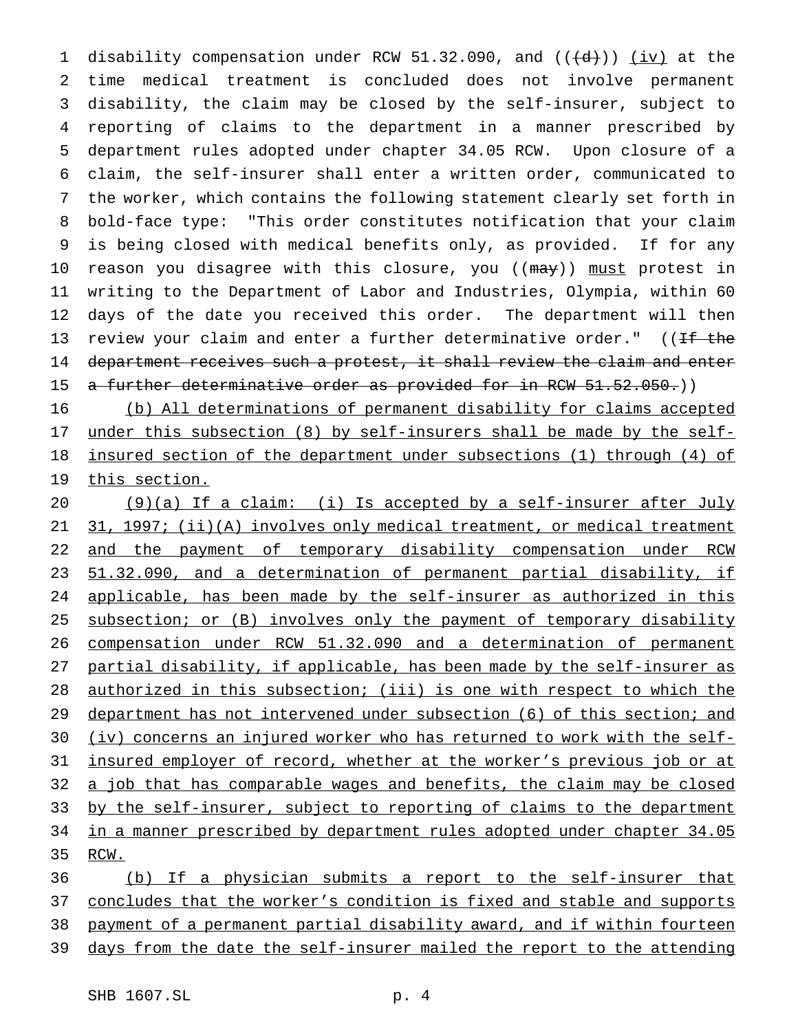disability compensation under RCW 51.32.090, and ((~~(d)~~)) <u>(iv)</u> at the time medical treatment is concluded does not involve permanent disability, the claim may be closed by the self-insurer, subject to reporting of claims to the department in a manner prescribed by department rules adopted under chapter 34.05 RCW. Upon closure of a claim, the self-insurer shall enter a written order, communicated to the worker, which contains the following statement clearly set forth in bold-face type: "This order constitutes notification that your claim is being closed with medical benefits only, as provided. If for any reason you disagree with this closure, you ((~~may~~)) <u>must</u> protest in writing to the Department of Labor and Industries, Olympia, within 60 days of the date you received this order. The department will then review your claim and enter a further determinative order." ((~~If the department receives such a protest, it shall review the claim and enter a further determinative order as provided for in RCW 51.52.050.~~))

<u>(b) All determinations of permanent disability for claims accepted under this subsection (8) by self-insurers shall be made by the self-insured section of the department under subsections (1) through (4) of this section.</u>

<u>(9)(a) If a claim: (i) Is accepted by a self-insurer after July 31, 1997; (ii)(A) involves only medical treatment, or medical treatment and the payment of temporary disability compensation under RCW 51.32.090, and a determination of permanent partial disability, if applicable, has been made by the self-insurer as authorized in this subsection; or (B) involves only the payment of temporary disability compensation under RCW 51.32.090 and a determination of permanent partial disability, if applicable, has been made by the self-insurer as authorized in this subsection; (iii) is one with respect to which the department has not intervened under subsection (6) of this section; and (iv) concerns an injured worker who has returned to work with the self-insured employer of record, whether at the worker's previous job or at a job that has comparable wages and benefits, the claim may be closed by the self-insurer, subject to reporting of claims to the department in a manner prescribed by department rules adopted under chapter 34.05 RCW.</u>

<u>(b) If a physician submits a report to the self-insurer that concludes that the worker's condition is fixed and stable and supports payment of a permanent partial disability award, and if within fourteen days from the date the self-insurer mailed the report to the attending</u>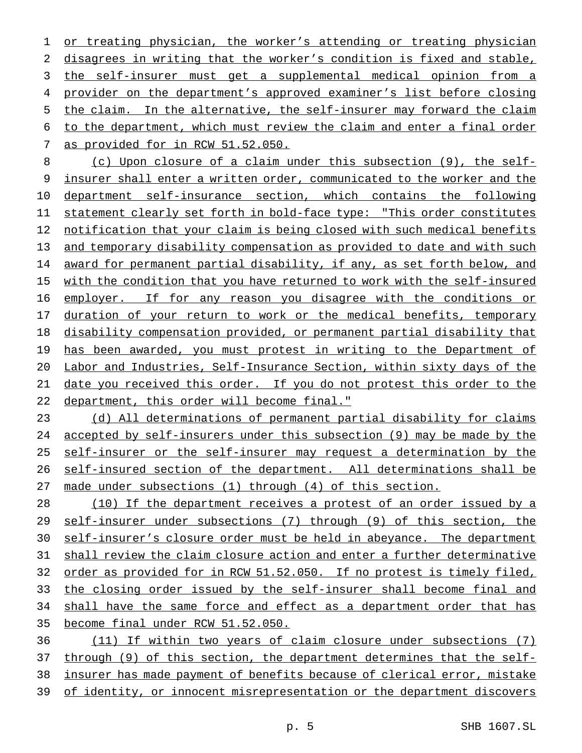or treating physician, the worker's attending or treating physician disagrees in writing that the worker's condition is fixed and stable, the self-insurer must get a supplemental medical opinion from a provider on the department's approved examiner's list before closing the claim. In the alternative, the self-insurer may forward the claim to the department, which must review the claim and enter a final order as provided for in RCW 51.52.050.

(c) Upon closure of a claim under this subsection (9), the self-insurer shall enter a written order, communicated to the worker and the department self-insurance section, which contains the following statement clearly set forth in bold-face type: "This order constitutes notification that your claim is being closed with such medical benefits and temporary disability compensation as provided to date and with such award for permanent partial disability, if any, as set forth below, and with the condition that you have returned to work with the self-insured employer. If for any reason you disagree with the conditions or duration of your return to work or the medical benefits, temporary disability compensation provided, or permanent partial disability that has been awarded, you must protest in writing to the Department of Labor and Industries, Self-Insurance Section, within sixty days of the date you received this order. If you do not protest this order to the department, this order will become final."

(d) All determinations of permanent partial disability for claims accepted by self-insurers under this subsection (9) may be made by the self-insurer or the self-insurer may request a determination by the self-insured section of the department. All determinations shall be made under subsections (1) through (4) of this section.

(10) If the department receives a protest of an order issued by a self-insurer under subsections (7) through (9) of this section, the self-insurer's closure order must be held in abeyance. The department shall review the claim closure action and enter a further determinative order as provided for in RCW 51.52.050. If no protest is timely filed, the closing order issued by the self-insurer shall become final and shall have the same force and effect as a department order that has become final under RCW 51.52.050.

(11) If within two years of claim closure under subsections (7) through (9) of this section, the department determines that the self-insurer has made payment of benefits because of clerical error, mistake of identity, or innocent misrepresentation or the department discovers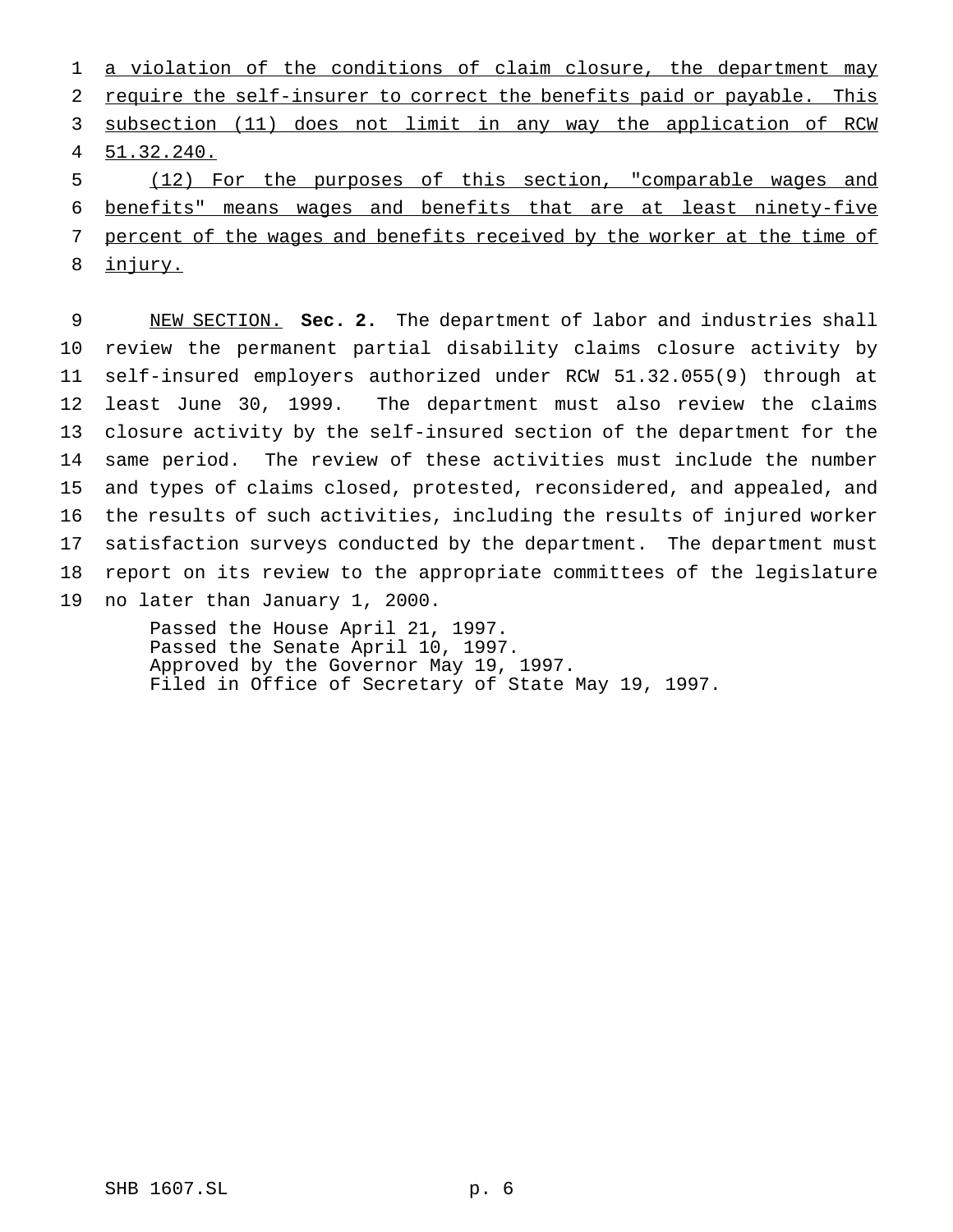a violation of the conditions of claim closure, the department may require the self-insurer to correct the benefits paid or payable. This subsection (11) does not limit in any way the application of RCW 51.32.240.

(12) For the purposes of this section, "comparable wages and benefits" means wages and benefits that are at least ninety-five percent of the wages and benefits received by the worker at the time of injury.

NEW SECTION. **Sec. 2.** The department of labor and industries shall review the permanent partial disability claims closure activity by self-insured employers authorized under RCW 51.32.055(9) through at least June 30, 1999. The department must also review the claims closure activity by the self-insured section of the department for the same period. The review of these activities must include the number and types of claims closed, protested, reconsidered, and appealed, and the results of such activities, including the results of injured worker satisfaction surveys conducted by the department. The department must report on its review to the appropriate committees of the legislature no later than January 1, 2000.

Passed the House April 21, 1997.
Passed the Senate April 10, 1997.
Approved by the Governor May 19, 1997.
Filed in Office of Secretary of State May 19, 1997.